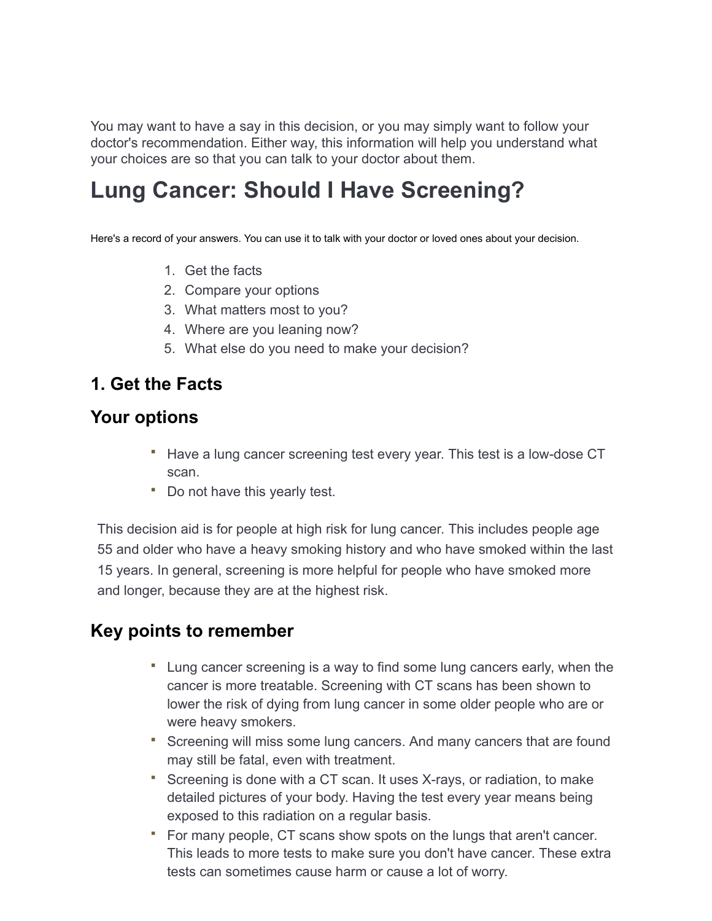You may want to have a say in this decision, or you may simply want to follow your doctor's recommendation. Either way, this information will help you understand what your choices are so that you can talk to your doctor about them.

# Lung Cancer: Should I Have Screening?

Here's a record of your answers. You can use it to talk with your doctor or loved ones about your decision.

1. Get the facts
2. Compare your options
3. What matters most to you?
4. Where are you leaning now?
5. What else do you need to make your decision?

## 1. Get the Facts

## Your options

- Have a lung cancer screening test every year. This test is a low-dose CT scan.
- Do not have this yearly test.

This decision aid is for people at high risk for lung cancer. This includes people age 55 and older who have a heavy smoking history and who have smoked within the last 15 years. In general, screening is more helpful for people who have smoked more and longer, because they are at the highest risk.

## Key points to remember

- Lung cancer screening is a way to find some lung cancers early, when the cancer is more treatable. Screening with CT scans has been shown to lower the risk of dying from lung cancer in some older people who are or were heavy smokers.
- Screening will miss some lung cancers. And many cancers that are found may still be fatal, even with treatment.
- Screening is done with a CT scan. It uses X-rays, or radiation, to make detailed pictures of your body. Having the test every year means being exposed to this radiation on a regular basis.
- For many people, CT scans show spots on the lungs that aren't cancer. This leads to more tests to make sure you don't have cancer. These extra tests can sometimes cause harm or cause a lot of worry.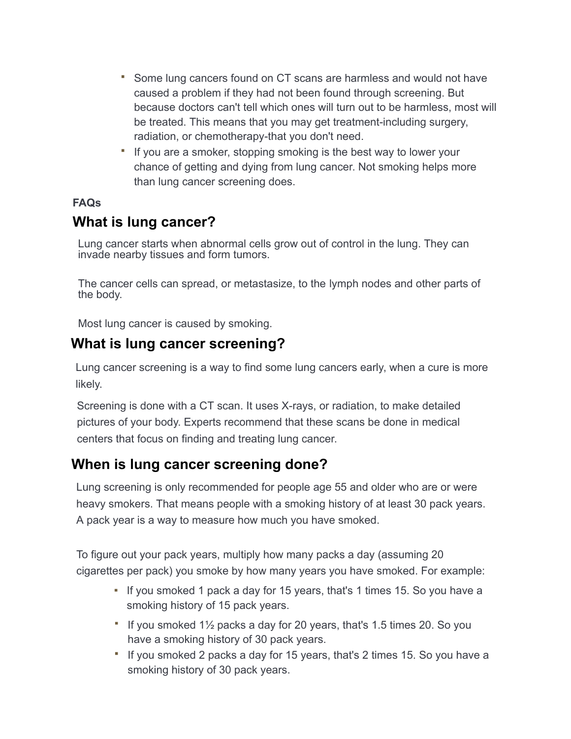- Some lung cancers found on CT scans are harmless and would not have caused a problem if they had not been found through screening. But because doctors can't tell which ones will turn out to be harmless, most will be treated. This means that you may get treatment-including surgery, radiation, or chemotherapy-that you don't need.
- If you are a smoker, stopping smoking is the best way to lower your chance of getting and dying from lung cancer. Not smoking helps more than lung cancer screening does.

**FAQs**

## What is lung cancer?

Lung cancer starts when abnormal cells grow out of control in the lung. They can invade nearby tissues and form tumors.

The cancer cells can spread, or metastasize, to the lymph nodes and other parts of the body.

Most lung cancer is caused by smoking.

## What is lung cancer screening?

Lung cancer screening is a way to find some lung cancers early, when a cure is more likely.

Screening is done with a CT scan. It uses X-rays, or radiation, to make detailed pictures of your body. Experts recommend that these scans be done in medical centers that focus on finding and treating lung cancer.

## When is lung cancer screening done?

Lung screening is only recommended for people age 55 and older who are or were heavy smokers. That means people with a smoking history of at least 30 pack years. A pack year is a way to measure how much you have smoked.

To figure out your pack years, multiply how many packs a day (assuming 20 cigarettes per pack) you smoke by how many years you have smoked. For example:

- If you smoked 1 pack a day for 15 years, that's 1 times 15. So you have a smoking history of 15 pack years.
- If you smoked 1½ packs a day for 20 years, that's 1.5 times 20. So you have a smoking history of 30 pack years.
- If you smoked 2 packs a day for 15 years, that's 2 times 15. So you have a smoking history of 30 pack years.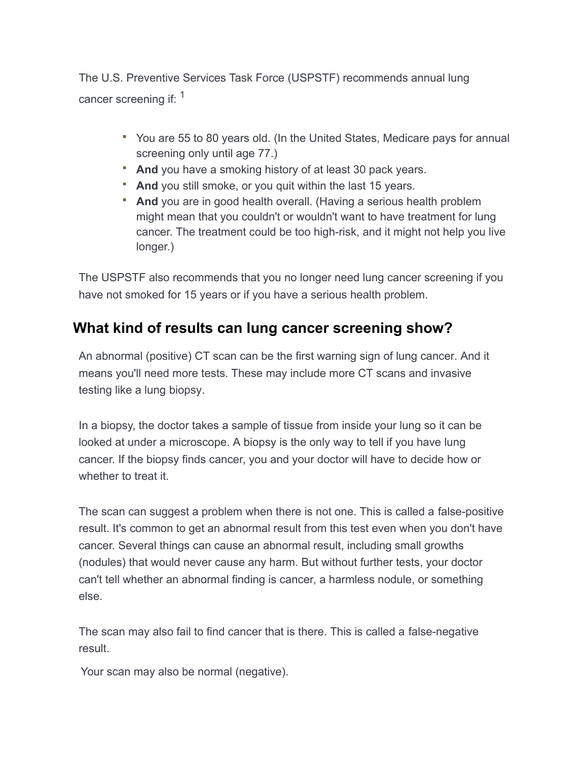The U.S. Preventive Services Task Force (USPSTF) recommends annual lung cancer screening if: [1]

- You are 55 to 80 years old. (In the United States, Medicare pays for annual screening only until age 77.)
- **And** you have a smoking history of at least 30 pack years.
- **And** you still smoke, or you quit within the last 15 years.
- **And** you are in good health overall. (Having a serious health problem might mean that you couldn't or wouldn't want to have treatment for lung cancer. The treatment could be too high-risk, and it might not help you live longer.)

The USPSTF also recommends that you no longer need lung cancer screening if you have not smoked for 15 years or if you have a serious health problem.

## What kind of results can lung cancer screening show?

An abnormal (positive) CT scan can be the first warning sign of lung cancer. And it means you'll need more tests. These may include more CT scans and invasive testing like a lung biopsy.

In a biopsy, the doctor takes a sample of tissue from inside your lung so it can be looked at under a microscope. A biopsy is the only way to tell if you have lung cancer. If the biopsy finds cancer, you and your doctor will have to decide how or whether to treat it.

The scan can suggest a problem when there is not one. This is called a false-positive result. It's common to get an abnormal result from this test even when you don't have cancer. Several things can cause an abnormal result, including small growths (nodules) that would never cause any harm. But without further tests, your doctor can't tell whether an abnormal finding is cancer, a harmless nodule, or something else.

The scan may also fail to find cancer that is there. This is called a false-negative result.

Your scan may also be normal (negative).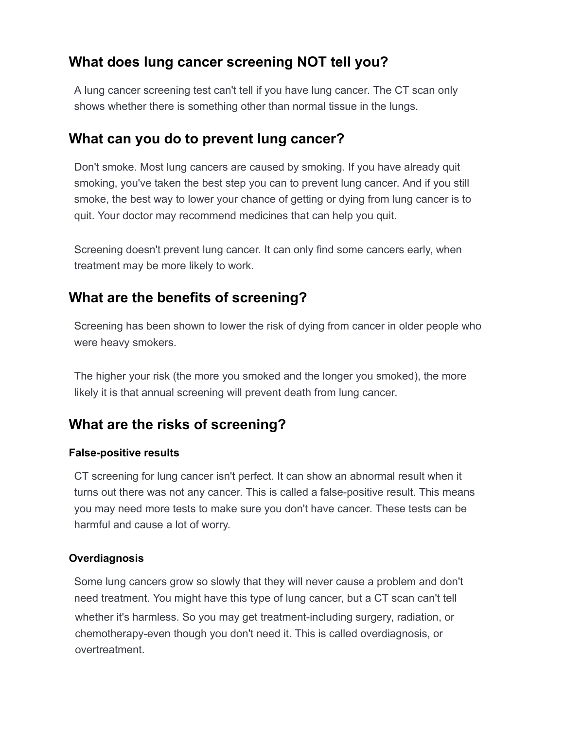## What does lung cancer screening NOT tell you?

A lung cancer screening test can't tell if you have lung cancer. The CT scan only shows whether there is something other than normal tissue in the lungs.

## What can you do to prevent lung cancer?

Don't smoke. Most lung cancers are caused by smoking. If you have already quit smoking, you've taken the best step you can to prevent lung cancer. And if you still smoke, the best way to lower your chance of getting or dying from lung cancer is to quit. Your doctor may recommend medicines that can help you quit.

Screening doesn't prevent lung cancer. It can only find some cancers early, when treatment may be more likely to work.

## What are the benefits of screening?

Screening has been shown to lower the risk of dying from cancer in older people who were heavy smokers.

The higher your risk (the more you smoked and the longer you smoked), the more likely it is that annual screening will prevent death from lung cancer.

## What are the risks of screening?

#### False-positive results

CT screening for lung cancer isn't perfect. It can show an abnormal result when it turns out there was not any cancer. This is called a false-positive result. This means you may need more tests to make sure you don't have cancer. These tests can be harmful and cause a lot of worry.

#### Overdiagnosis

Some lung cancers grow so slowly that they will never cause a problem and don't need treatment. You might have this type of lung cancer, but a CT scan can't tell whether it's harmless. So you may get treatment-including surgery, radiation, or chemotherapy-even though you don't need it. This is called overdiagnosis, or overtreatment.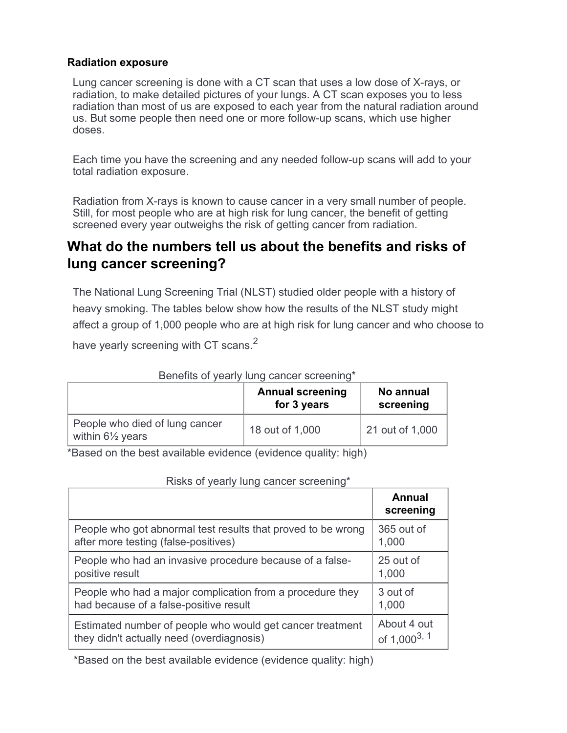**Radiation exposure**

Lung cancer screening is done with a CT scan that uses a low dose of X-rays, or radiation, to make detailed pictures of your lungs. A CT scan exposes you to less radiation than most of us are exposed to each year from the natural radiation around us. But some people then need one or more follow-up scans, which use higher doses.

Each time you have the screening and any needed follow-up scans will add to your total radiation exposure.

Radiation from X-rays is known to cause cancer in a very small number of people. Still, for most people who are at high risk for lung cancer, the benefit of getting screened every year outweighs the risk of getting cancer from radiation.

## What do the numbers tell us about the benefits and risks of lung cancer screening?

The National Lung Screening Trial (NLST) studied older people with a history of heavy smoking. The tables below show how the results of the NLST study might affect a group of 1,000 people who are at high risk for lung cancer and who choose to have yearly screening with CT scans.[2]

Benefits of yearly lung cancer screening*

| | **Annual screening for 3 years** | **No annual screening** |
|---|---|---|
| People who died of lung cancer within 6½ years | 18 out of 1,000 | 21 out of 1,000 |

*Based on the best available evidence (evidence quality: high)

Risks of yearly lung cancer screening*

| | **Annual screening** |
|---|---|
| People who got abnormal test results that proved to be wrong after more testing (false-positives) | 365 out of 1,000 |
| People who had an invasive procedure because of a false-positive result | 25 out of 1,000 |
| People who had a major complication from a procedure they had because of a false-positive result | 3 out of 1,000 |
| Estimated number of people who would get cancer treatment they didn't actually need (overdiagnosis) | About 4 out of 1,000[3, 1] |

*Based on the best available evidence (evidence quality: high)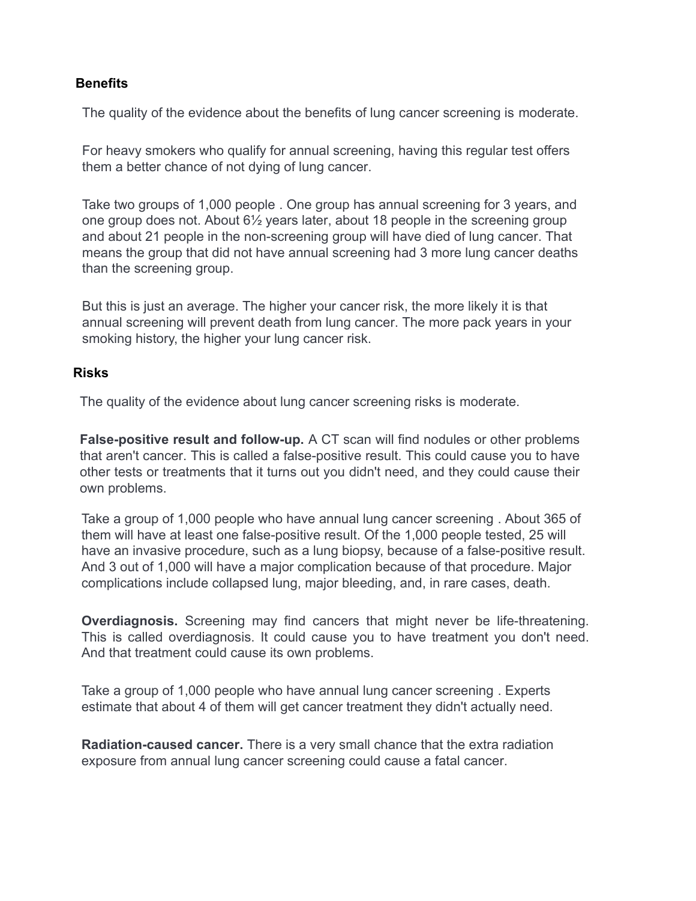## Benefits

The quality of the evidence about the benefits of lung cancer screening is moderate.

For heavy smokers who qualify for annual screening, having this regular test offers them a better chance of not dying of lung cancer.

Take two groups of 1,000 people . One group has annual screening for 3 years, and one group does not. About 6½ years later, about 18 people in the screening group and about 21 people in the non-screening group will have died of lung cancer. That means the group that did not have annual screening had 3 more lung cancer deaths than the screening group.

But this is just an average. The higher your cancer risk, the more likely it is that annual screening will prevent death from lung cancer. The more pack years in your smoking history, the higher your lung cancer risk.

## Risks

The quality of the evidence about lung cancer screening risks is moderate.

**False-positive result and follow-up.** A CT scan will find nodules or other problems that aren't cancer. This is called a false-positive result. This could cause you to have other tests or treatments that it turns out you didn't need, and they could cause their own problems.

Take a group of 1,000 people who have annual lung cancer screening . About 365 of them will have at least one false-positive result. Of the 1,000 people tested, 25 will have an invasive procedure, such as a lung biopsy, because of a false-positive result. And 3 out of 1,000 will have a major complication because of that procedure. Major complications include collapsed lung, major bleeding, and, in rare cases, death.

**Overdiagnosis.** Screening may find cancers that might never be life-threatening. This is called overdiagnosis. It could cause you to have treatment you don't need. And that treatment could cause its own problems.

Take a group of 1,000 people who have annual lung cancer screening . Experts estimate that about 4 of them will get cancer treatment they didn't actually need.

**Radiation-caused cancer.** There is a very small chance that the extra radiation exposure from annual lung cancer screening could cause a fatal cancer.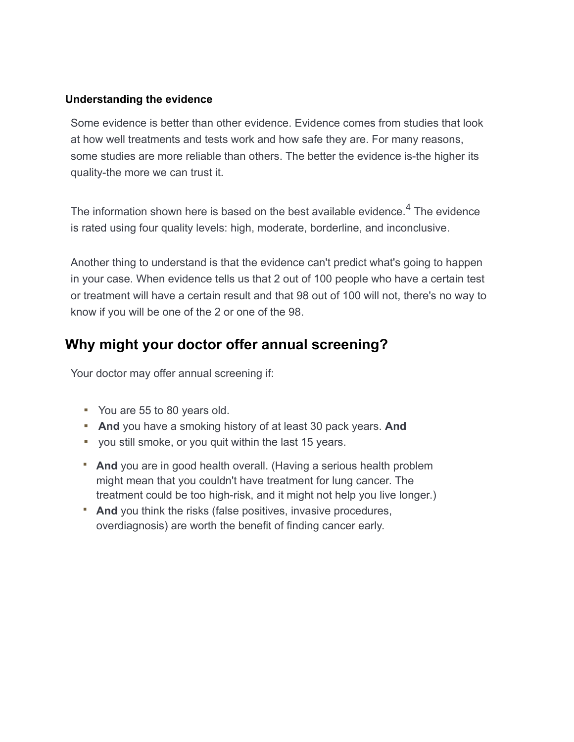### Understanding the evidence

Some evidence is better than other evidence. Evidence comes from studies that look at how well treatments and tests work and how safe they are. For many reasons, some studies are more reliable than others. The better the evidence is-the higher its quality-the more we can trust it.

The information shown here is based on the best available evidence.[4] The evidence is rated using four quality levels: high, moderate, borderline, and inconclusive.

Another thing to understand is that the evidence can't predict what's going to happen in your case. When evidence tells us that 2 out of 100 people who have a certain test or treatment will have a certain result and that 98 out of 100 will not, there's no way to know if you will be one of the 2 or one of the 98.

## Why might your doctor offer annual screening?

Your doctor may offer annual screening if:

- You are 55 to 80 years old.
- **And** you have a smoking history of at least 30 pack years. **And**
- you still smoke, or you quit within the last 15 years.
- **And** you are in good health overall. (Having a serious health problem might mean that you couldn't have treatment for lung cancer. The treatment could be too high-risk, and it might not help you live longer.)
- **And** you think the risks (false positives, invasive procedures, overdiagnosis) are worth the benefit of finding cancer early.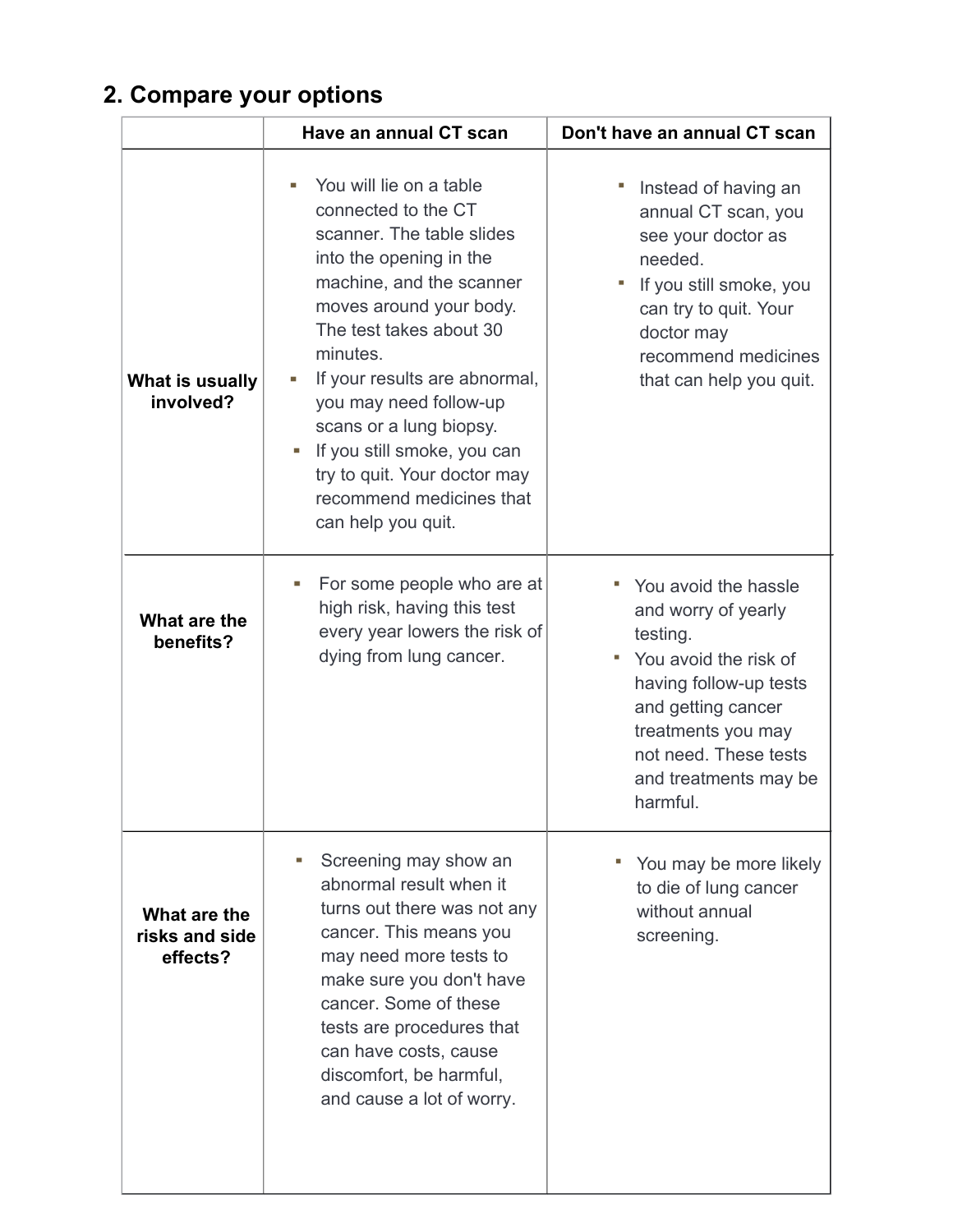## 2. Compare your options

| | Have an annual CT scan | Don't have an annual CT scan |
|---|---|---|
| **What is usually involved?** | ▪ You will lie on a table connected to the CT scanner. The table slides into the opening in the machine, and the scanner moves around your body. The test takes about 30 minutes.<br>▪ If your results are abnormal, you may need follow-up scans or a lung biopsy.<br>▪ If you still smoke, you can try to quit. Your doctor may recommend medicines that can help you quit. | ▪ Instead of having an annual CT scan, you see your doctor as needed.<br>▪ If you still smoke, you can try to quit. Your doctor may recommend medicines that can help you quit. |
| **What are the benefits?** | ▪ For some people who are at high risk, having this test every year lowers the risk of dying from lung cancer. | ▪ You avoid the hassle and worry of yearly testing.<br>▪ You avoid the risk of having follow-up tests and getting cancer treatments you may not need. These tests and treatments may be harmful. |
| **What are the risks and side effects?** | ▪ Screening may show an abnormal result when it turns out there was not any cancer. This means you may need more tests to make sure you don't have cancer. Some of these tests are procedures that can have costs, cause discomfort, be harmful, and cause a lot of worry. | ▪ You may be more likely to die of lung cancer without annual screening. |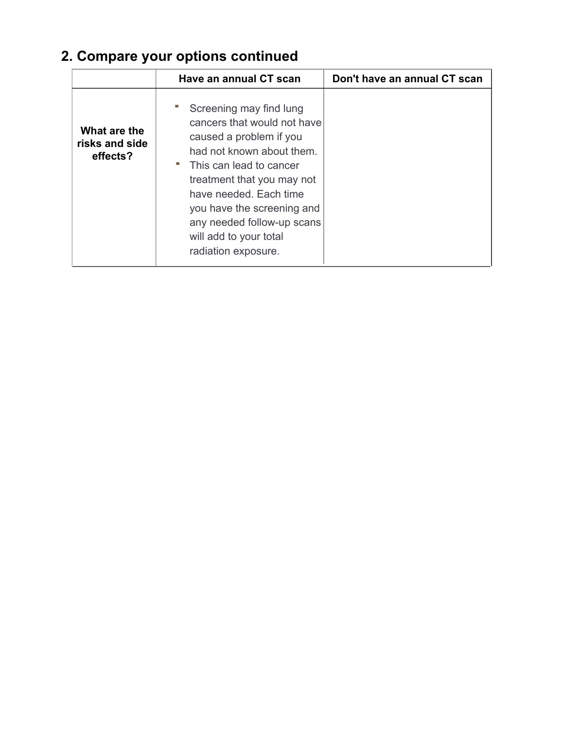## 2. Compare your options continued

| | Have an annual CT scan | Don't have an annual CT scan |
|---|---|---|
| **What are the risks and side effects?** | - Screening may find lung cancers that would not have caused a problem if you had not known about them.<br>- This can lead to cancer treatment that you may not have needed. Each time you have the screening and any needed follow-up scans will add to your total radiation exposure. | |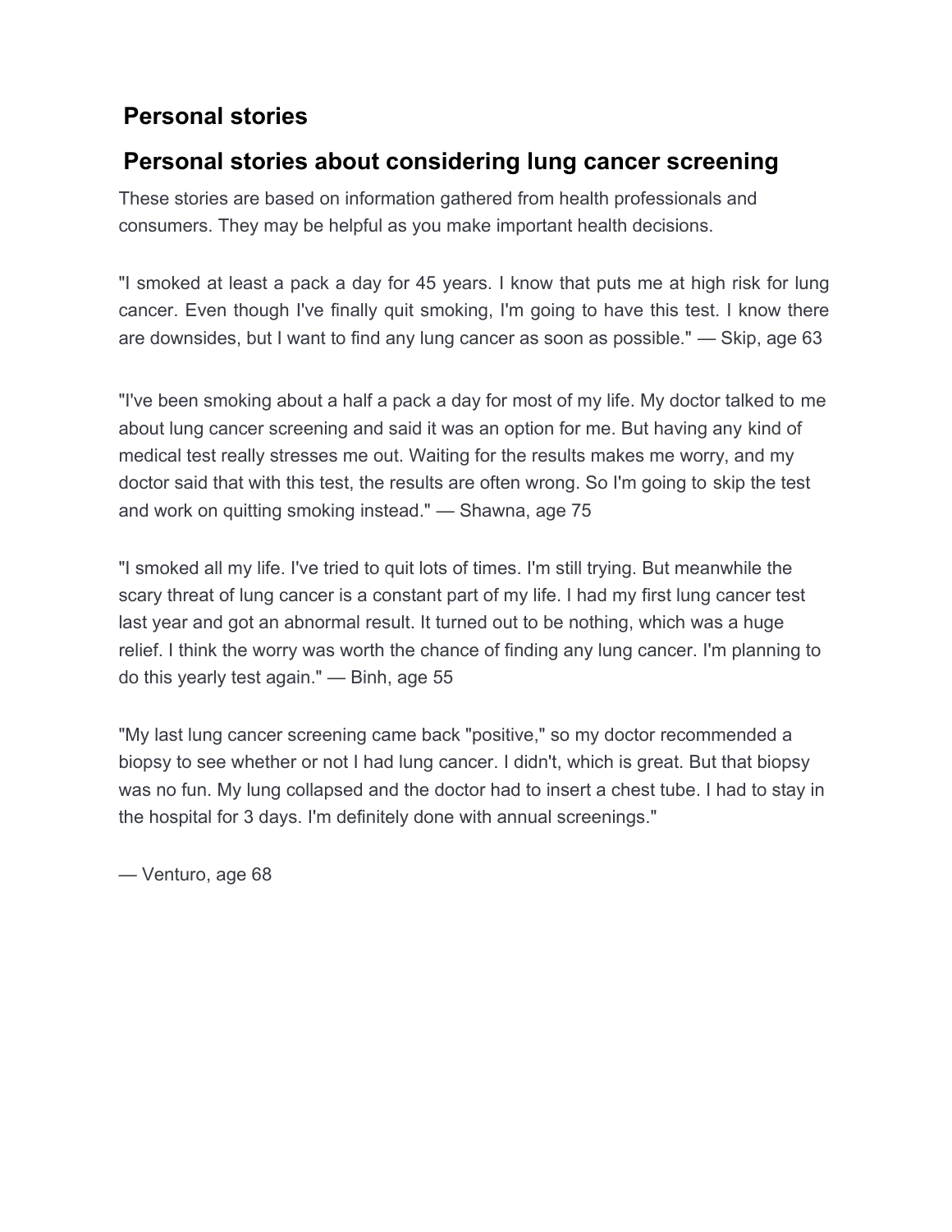## Personal stories

## Personal stories about considering lung cancer screening

These stories are based on information gathered from health professionals and consumers. They may be helpful as you make important health decisions.

"I smoked at least a pack a day for 45 years. I know that puts me at high risk for lung cancer. Even though I've finally quit smoking, I'm going to have this test. I know there are downsides, but I want to find any lung cancer as soon as possible." — Skip, age 63

"I've been smoking about a half a pack a day for most of my life. My doctor talked to me about lung cancer screening and said it was an option for me. But having any kind of medical test really stresses me out. Waiting for the results makes me worry, and my doctor said that with this test, the results are often wrong. So I'm going to skip the test and work on quitting smoking instead." — Shawna, age 75

"I smoked all my life. I've tried to quit lots of times. I'm still trying. But meanwhile the scary threat of lung cancer is a constant part of my life. I had my first lung cancer test last year and got an abnormal result. It turned out to be nothing, which was a huge relief. I think the worry was worth the chance of finding any lung cancer. I'm planning to do this yearly test again." — Binh, age 55

"My last lung cancer screening came back "positive," so my doctor recommended a biopsy to see whether or not I had lung cancer. I didn't, which is great. But that biopsy was no fun. My lung collapsed and the doctor had to insert a chest tube. I had to stay in the hospital for 3 days. I'm definitely done with annual screenings."

— Venturo, age 68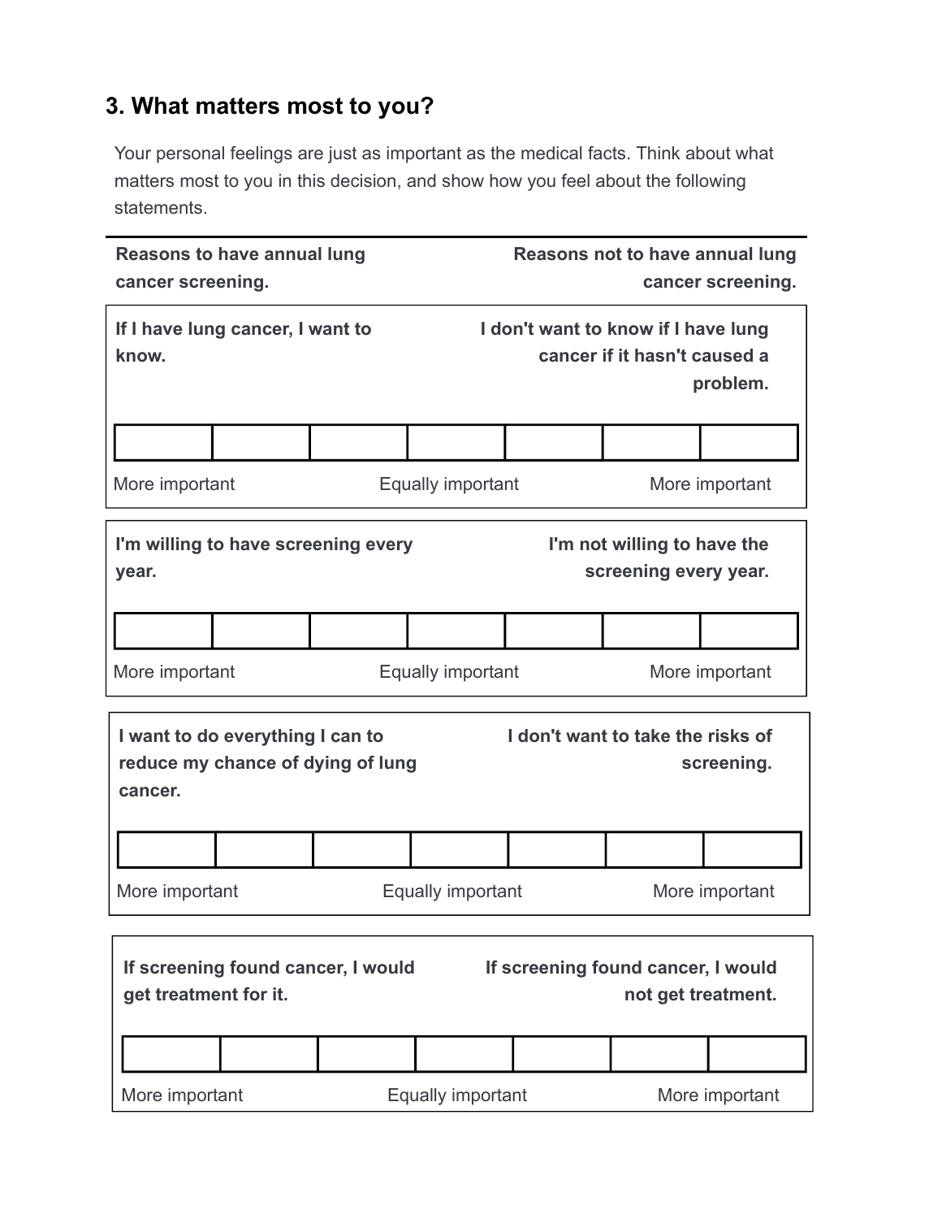## 3. What matters most to you?

Your personal feelings are just as important as the medical facts. Think about what matters most to you in this decision, and show how you feel about the following statements.

| **Reasons to have annual lung cancer screening.** | **Reasons not to have annual lung cancer screening.** |
|---|---|

**If I have lung cancer, I want to know.** | **I don't want to know if I have lung cancer if it hasn't caused a problem.**

| | | | | | | |
|---|---|---|---|---|---|---|
| | | | | | | |

More important | Equally important | More important

**I'm willing to have screening every year.** | **I'm not willing to have the screening every year.**

| | | | | | | |
|---|---|---|---|---|---|---|
| | | | | | | |

More important | Equally important | More important

**I want to do everything I can to reduce my chance of dying of lung cancer.** | **I don't want to take the risks of screening.**

| | | | | | | |
|---|---|---|---|---|---|---|
| | | | | | | |

More important | Equally important | More important

**If screening found cancer, I would get treatment for it.** | **If screening found cancer, I would not get treatment.**

| | | | | | | |
|---|---|---|---|---|---|---|
| | | | | | | |

More important | Equally important | More important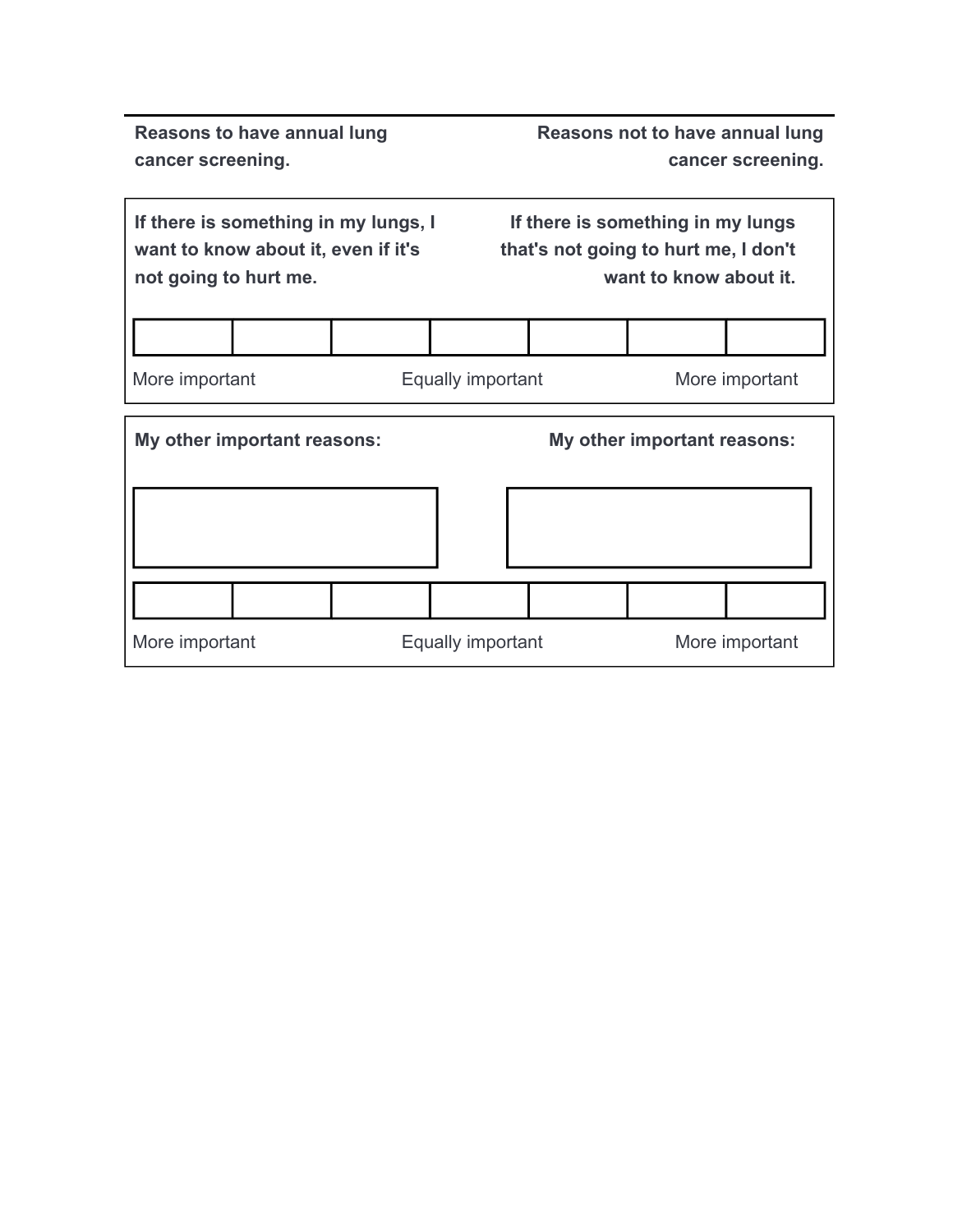| Reasons to have annual lung cancer screening. | | | | | | Reasons not to have annual lung cancer screening. |
|---|---|---|---|---|---|---|
| **If there is something in my lungs, I want to know about it, even if it's not going to hurt me.** | | | | | | **If there is something in my lungs that's not going to hurt me, I don't want to know about it.** |
| | | | | | | |
| More important | | | Equally important | | | More important |

| **My other important reasons:** | | | | | | **My other important reasons:** |
|---|---|---|---|---|---|---|
| | | | | | | |
| | | | | | | |
| More important | | | Equally important | | | More important |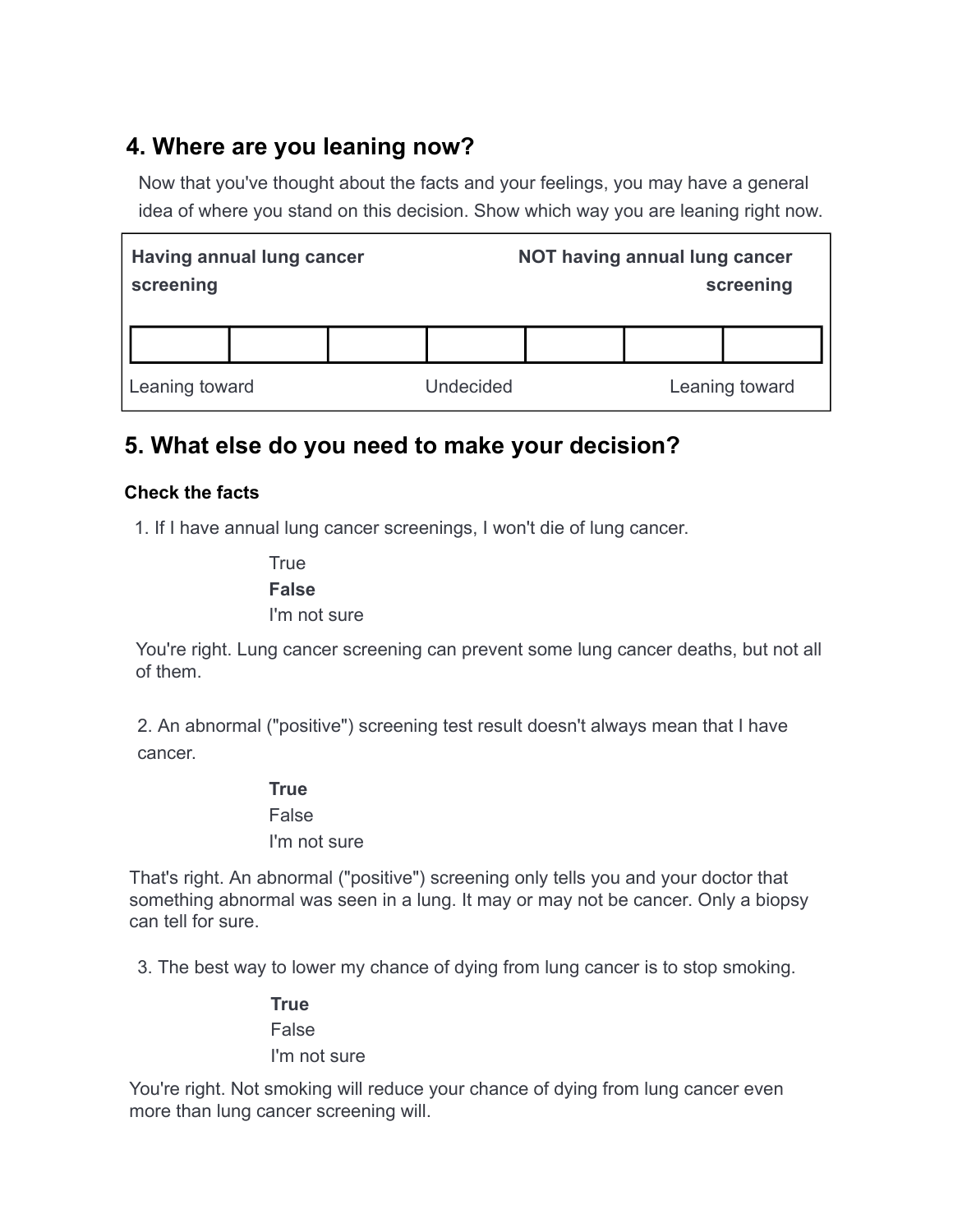## 4. Where are you leaning now?

Now that you've thought about the facts and your feelings, you may have a general idea of where you stand on this decision. Show which way you are leaning right now.

| **Having annual lung cancer screening** | | | | | | **NOT having annual lung cancer screening** |
|---|---|---|---|---|---|---|
| | | | | | | |
| Leaning toward | | | Undecided | | | Leaning toward |

## 5. What else do you need to make your decision?

### Check the facts

1. If I have annual lung cancer screenings, I won't die of lung cancer.

   True
   **False**
   I'm not sure

   You're right. Lung cancer screening can prevent some lung cancer deaths, but not all of them.

2. An abnormal ("positive") screening test result doesn't always mean that I have cancer.

   **True**
   False
   I'm not sure

   That's right. An abnormal ("positive") screening only tells you and your doctor that something abnormal was seen in a lung. It may or may not be cancer. Only a biopsy can tell for sure.

3. The best way to lower my chance of dying from lung cancer is to stop smoking.

   **True**
   False
   I'm not sure

   You're right. Not smoking will reduce your chance of dying from lung cancer even more than lung cancer screening will.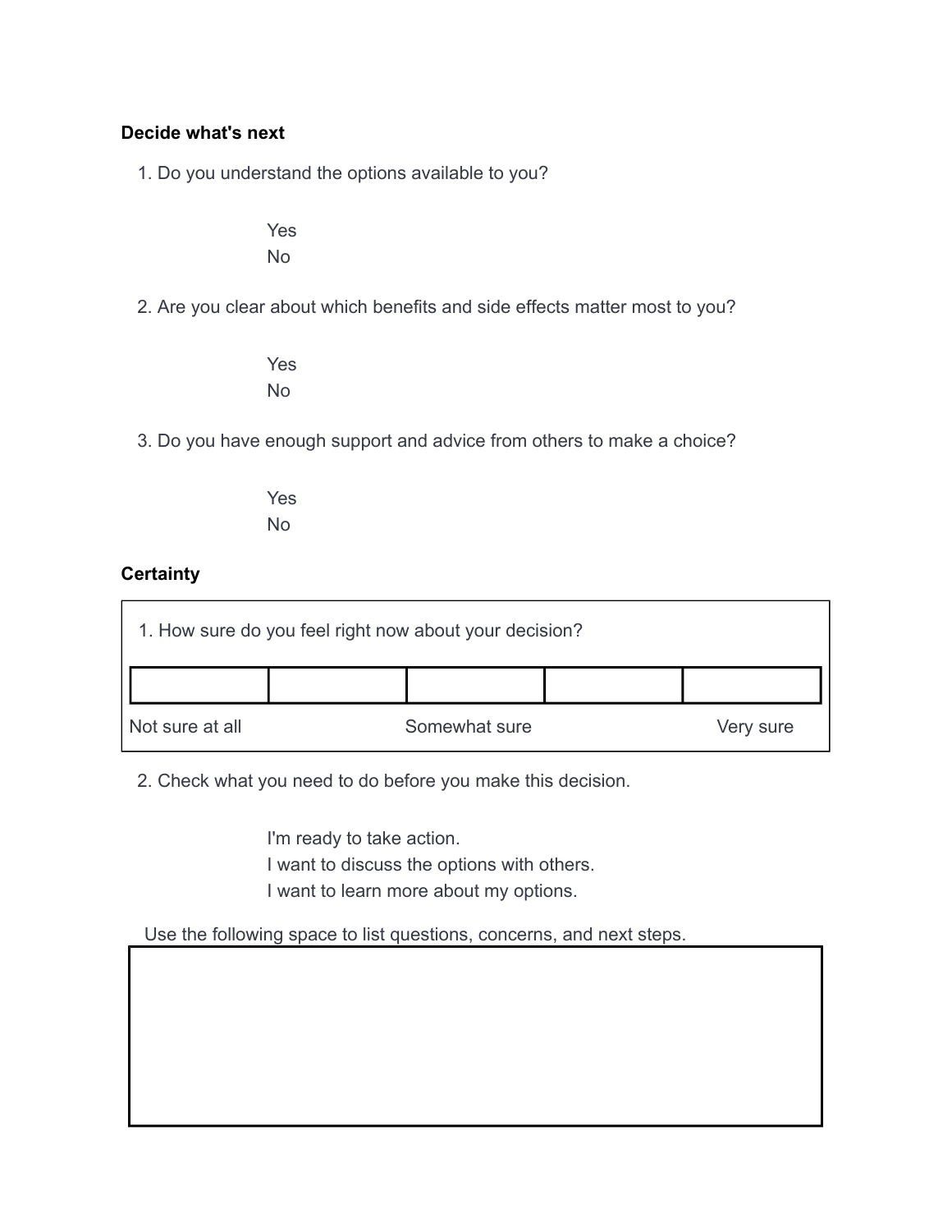**Decide what's next**

1. Do you understand the options available to you?

   Yes
   No

2. Are you clear about which benefits and side effects matter most to you?

   Yes
   No

3. Do you have enough support and advice from others to make a choice?

   Yes
   No

**Certainty**

1. How sure do you feel right now about your decision?

|  |  |  |  |  |
|---|---|---|---|---|
|  |  |  |  |  |
| Not sure at all |  | Somewhat sure |  | Very sure |

2. Check what you need to do before you make this decision.

   I'm ready to take action.
   I want to discuss the options with others.
   I want to learn more about my options.

Use the following space to list questions, concerns, and next steps.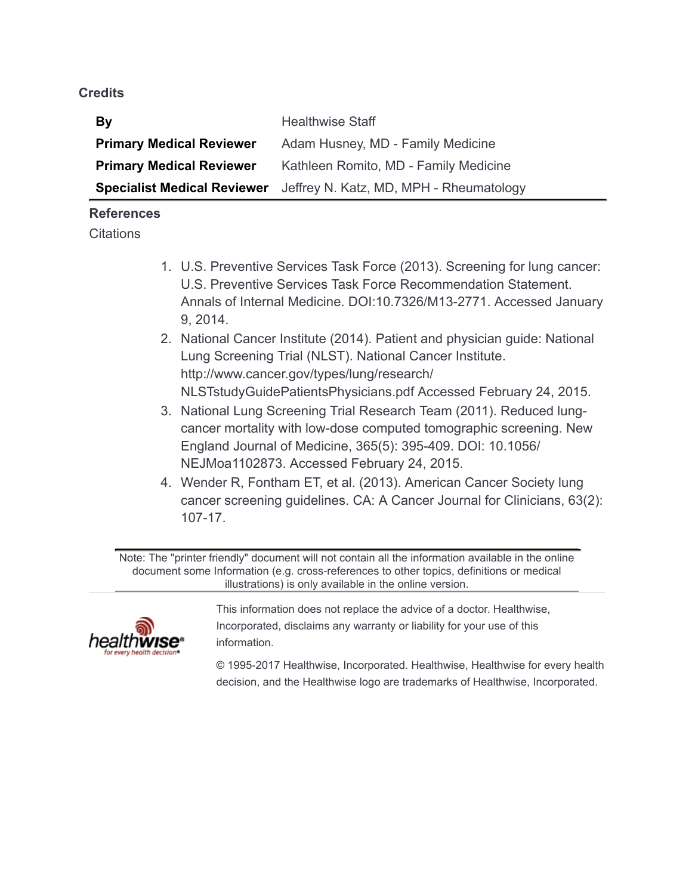## Credits

| | |
|---|---|
| **By** | Healthwise Staff |
| **Primary Medical Reviewer** | Adam Husney, MD - Family Medicine |
| **Primary Medical Reviewer** | Kathleen Romito, MD - Family Medicine |
| **Specialist Medical Reviewer** | Jeffrey N. Katz, MD, MPH - Rheumatology |

### References

Citations

1. U.S. Preventive Services Task Force (2013). Screening for lung cancer: U.S. Preventive Services Task Force Recommendation Statement. Annals of Internal Medicine. DOI:10.7326/M13-2771. Accessed January 9, 2014.
2. National Cancer Institute (2014). Patient and physician guide: National Lung Screening Trial (NLST). National Cancer Institute. http://www.cancer.gov/types/lung/research/NLSTstudyGuidePatientsPhysicians.pdf Accessed February 24, 2015.
3. National Lung Screening Trial Research Team (2011). Reduced lung-cancer mortality with low-dose computed tomographic screening. New England Journal of Medicine, 365(5): 395-409. DOI: 10.1056/NEJMoa1102873. Accessed February 24, 2015.
4. Wender R, Fontham ET, et al. (2013). American Cancer Society lung cancer screening guidelines. CA: A Cancer Journal for Clinicians, 63(2): 107-17.

---

Note: The "printer friendly" document will not contain all the information available in the online document some Information (e.g. cross-references to other topics, definitions or medical illustrations) is only available in the online version.

healthwise® for every health decision®

This information does not replace the advice of a doctor. Healthwise, Incorporated, disclaims any warranty or liability for your use of this information.

© 1995-2017 Healthwise, Incorporated. Healthwise, Healthwise for every health decision, and the Healthwise logo are trademarks of Healthwise, Incorporated.